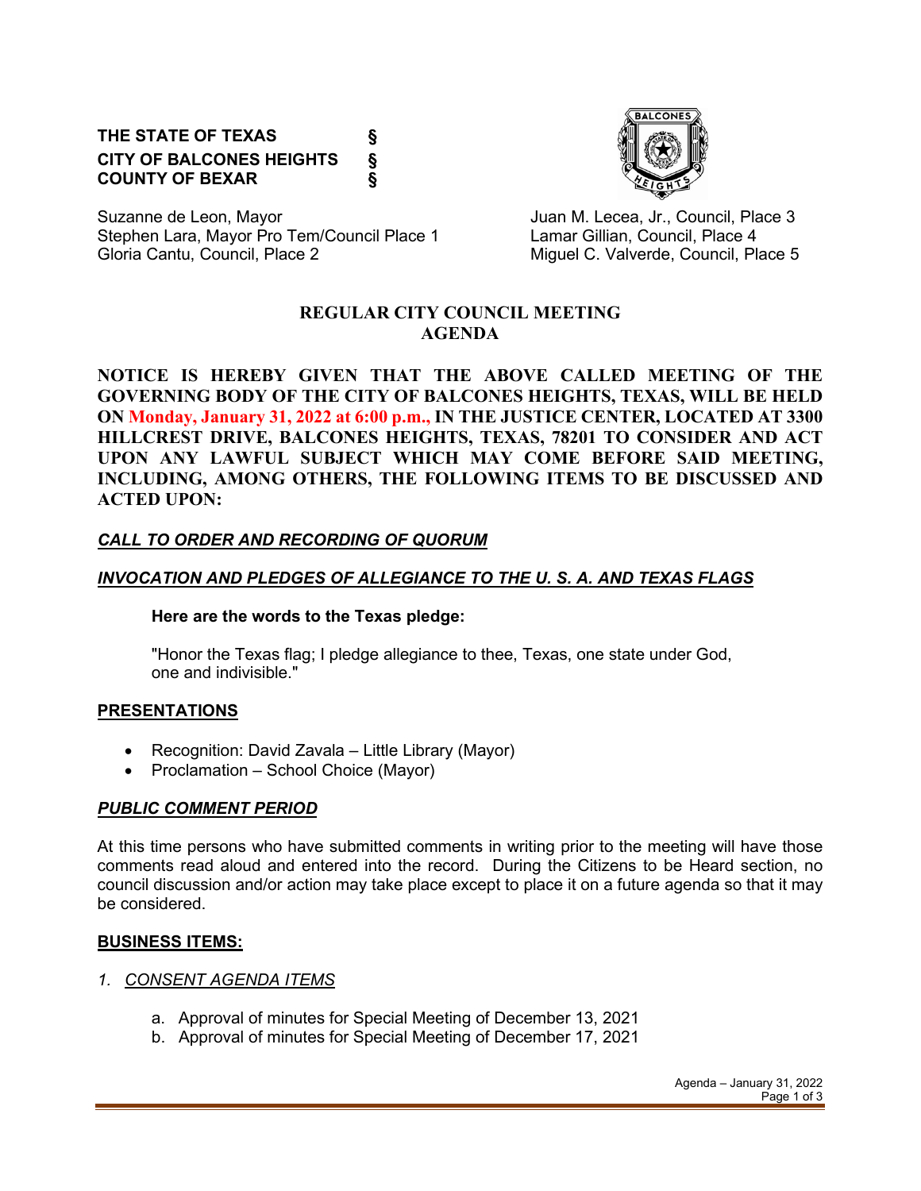**THE STATE OF TEXAS §**
**CITY OF BALCONES HEIGHTS §**
**COUNTY OF BEXAR §**

Suzanne de Leon, Mayor
Stephen Lara, Mayor Pro Tem/Council Place 1
Gloria Cantu, Council, Place 2
Juan M. Lecea, Jr., Council, Place 3
Lamar Gillian, Council, Place 4
Miguel C. Valverde, Council, Place 5

# REGULAR CITY COUNCIL MEETING AGENDA

**NOTICE IS HEREBY GIVEN THAT THE ABOVE CALLED MEETING OF THE GOVERNING BODY OF THE CITY OF BALCONES HEIGHTS, TEXAS, WILL BE HELD ON Monday, January 31, 2022 at 6:00 p.m., IN THE JUSTICE CENTER, LOCATED AT 3300 HILLCREST DRIVE, BALCONES HEIGHTS, TEXAS, 78201 TO CONSIDER AND ACT UPON ANY LAWFUL SUBJECT WHICH MAY COME BEFORE SAID MEETING, INCLUDING, AMONG OTHERS, THE FOLLOWING ITEMS TO BE DISCUSSED AND ACTED UPON:**

***CALL TO ORDER AND RECORDING OF QUORUM***

***INVOCATION AND PLEDGES OF ALLEGIANCE TO THE U. S. A. AND TEXAS FLAGS***

**Here are the words to the Texas pledge:**

"Honor the Texas flag; I pledge allegiance to thee, Texas, one state under God, one and indivisible."

**PRESENTATIONS**

- Recognition: David Zavala – Little Library (Mayor)
- Proclamation – School Choice (Mayor)

***PUBLIC COMMENT PERIOD***

At this time persons who have submitted comments in writing prior to the meeting will have those comments read aloud and entered into the record. During the Citizens to be Heard section, no council discussion and/or action may take place except to place it on a future agenda so that it may be considered.

**BUSINESS ITEMS:**

1. *CONSENT AGENDA ITEMS*

   a. Approval of minutes for Special Meeting of December 13, 2021
   b. Approval of minutes for Special Meeting of December 17, 2021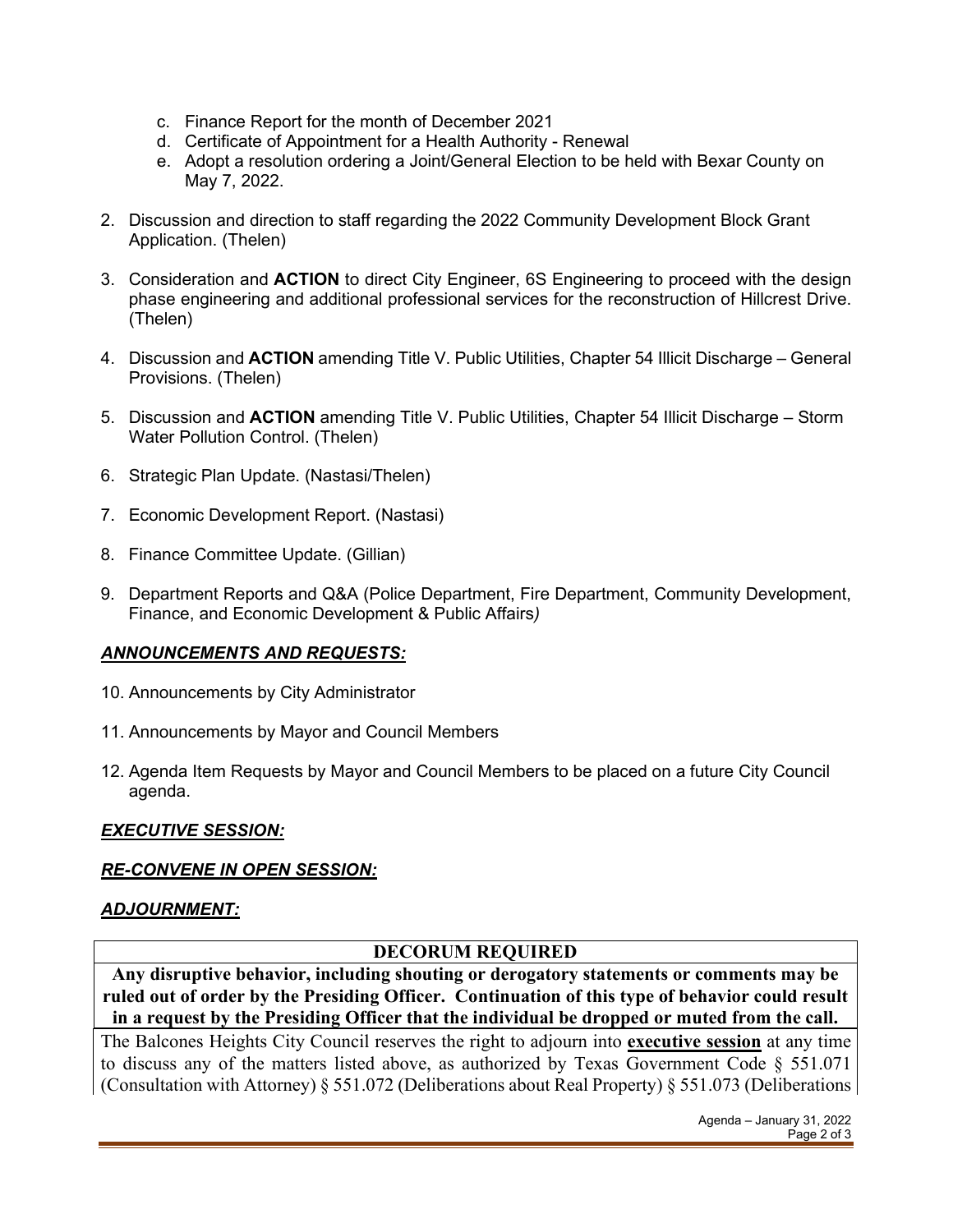c. Finance Report for the month of December 2021
d. Certificate of Appointment for a Health Authority - Renewal
e. Adopt a resolution ordering a Joint/General Election to be held with Bexar County on May 7, 2022.

2. Discussion and direction to staff regarding the 2022 Community Development Block Grant Application. (Thelen)

3. Consideration and **ACTION** to direct City Engineer, 6S Engineering to proceed with the design phase engineering and additional professional services for the reconstruction of Hillcrest Drive. (Thelen)

4. Discussion and **ACTION** amending Title V. Public Utilities, Chapter 54 Illicit Discharge – General Provisions. (Thelen)

5. Discussion and **ACTION** amending Title V. Public Utilities, Chapter 54 Illicit Discharge – Storm Water Pollution Control. (Thelen)

6. Strategic Plan Update. (Nastasi/Thelen)

7. Economic Development Report. (Nastasi)

8. Finance Committee Update. (Gillian)

9. Department Reports and Q&A (Police Department, Fire Department, Community Development, Finance, and Economic Development & Public Affairs*)*

***ANNOUNCEMENTS AND REQUESTS:***

10. Announcements by City Administrator

11. Announcements by Mayor and Council Members

12. Agenda Item Requests by Mayor and Council Members to be placed on a future City Council agenda.

***EXECUTIVE SESSION:***

***RE-CONVENE IN OPEN SESSION:***

***ADJOURNMENT:***

| **DECORUM REQUIRED** |
|---|
| **Any disruptive behavior, including shouting or derogatory statements or comments may be ruled out of order by the Presiding Officer. Continuation of this type of behavior could result in a request by the Presiding Officer that the individual be dropped or muted from the call.** |

The Balcones Heights City Council reserves the right to adjourn into **executive session** at any time to discuss any of the matters listed above, as authorized by Texas Government Code § 551.071 (Consultation with Attorney) § 551.072 (Deliberations about Real Property) § 551.073 (Deliberations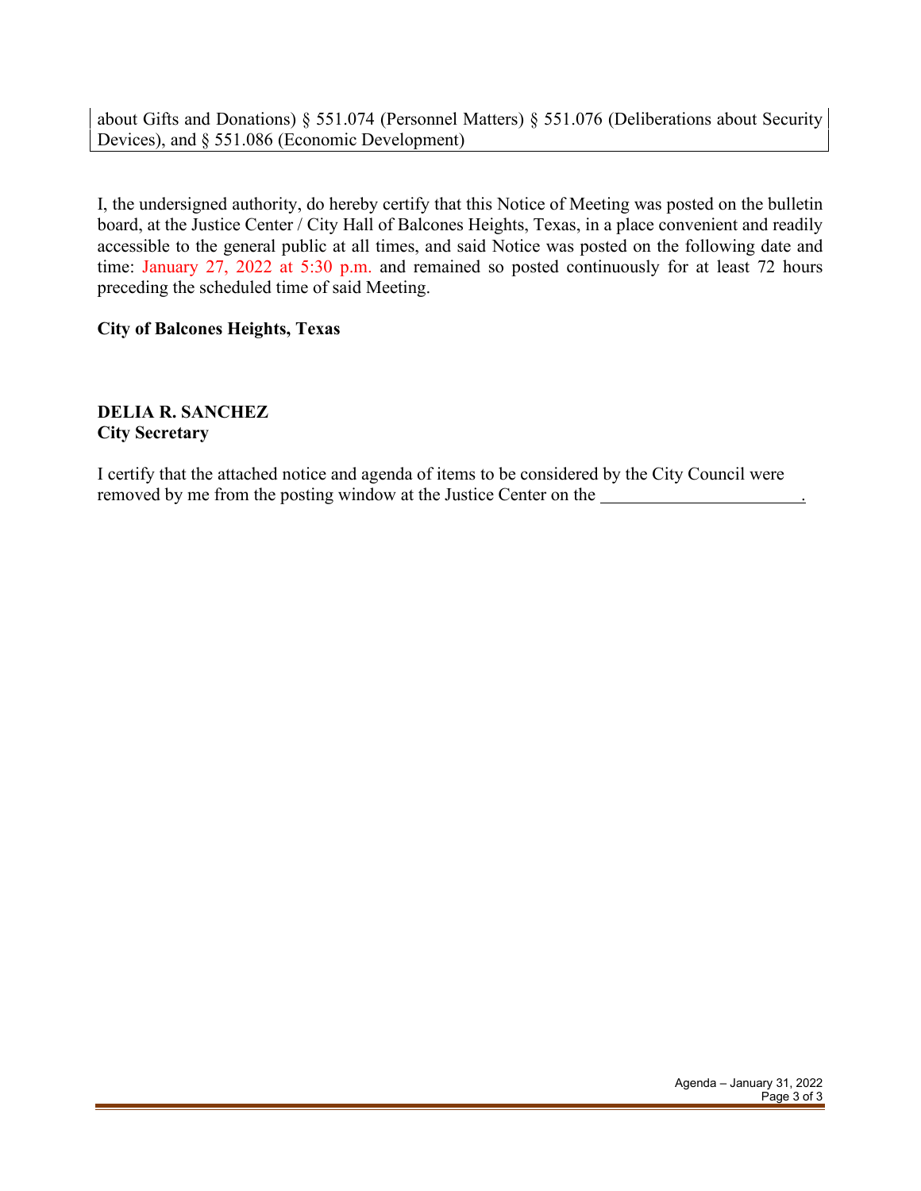about Gifts and Donations) § 551.074 (Personnel Matters) § 551.076 (Deliberations about Security Devices), and § 551.086 (Economic Development)

I, the undersigned authority, do hereby certify that this Notice of Meeting was posted on the bulletin board, at the Justice Center / City Hall of Balcones Heights, Texas, in a place convenient and readily accessible to the general public at all times, and said Notice was posted on the following date and time: January 27, 2022 at 5:30 p.m. and remained so posted continuously for at least 72 hours preceding the scheduled time of said Meeting.

**City of Balcones Heights, Texas**

**DELIA R. SANCHEZ**
**City Secretary**

I certify that the attached notice and agenda of items to be considered by the City Council were removed by me from the posting window at the Justice Center on the ______________________.